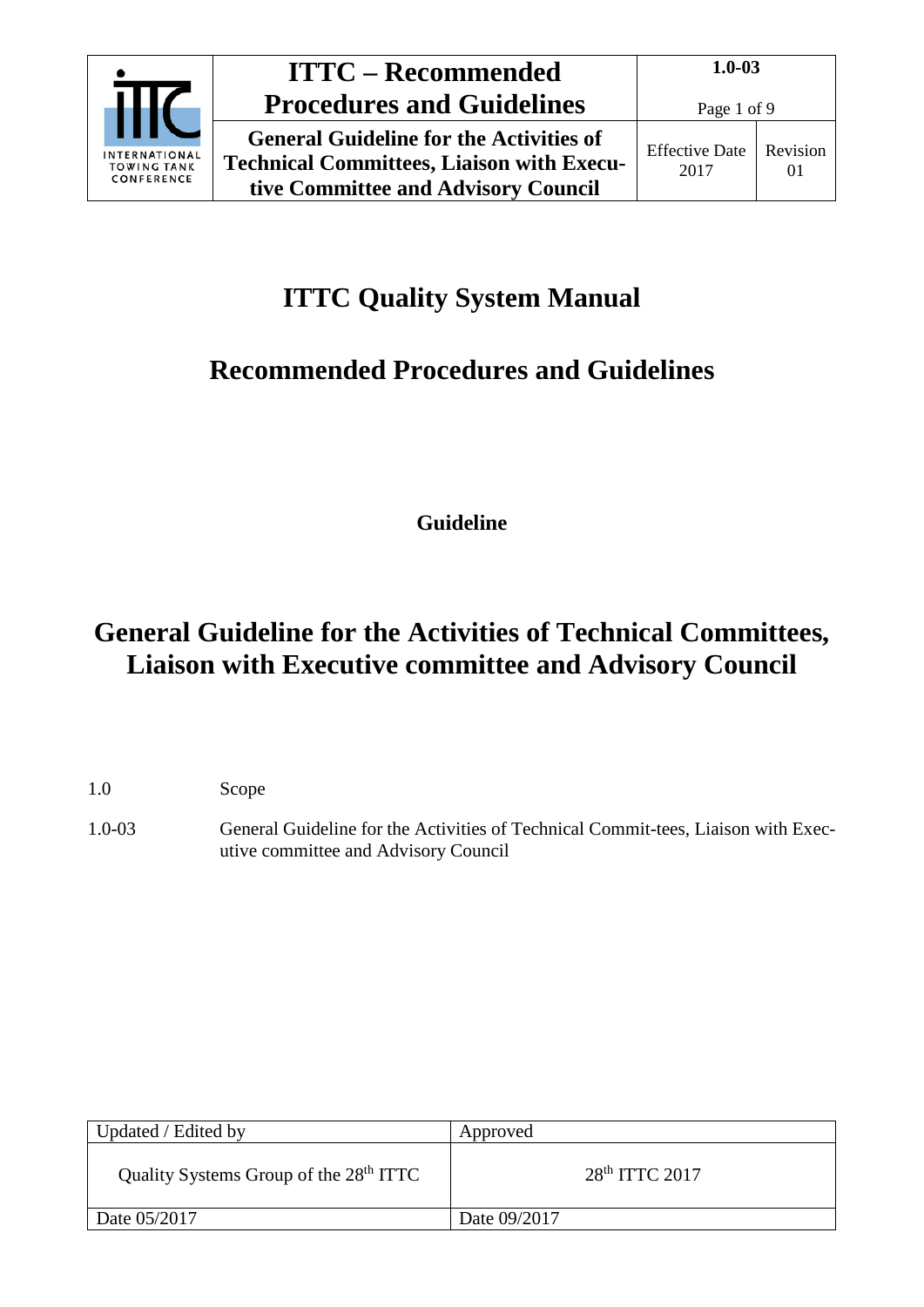# ITTC Quality System Manual

## Recommended Procedures and Guidelines

**Guideline**

## General Guideline for the Activities of Technical Committees, Liaison with Executive committee and Advisory Council

| | |
|---|---|
| 1.0 | Scope |
| 1.0-03 | General Guideline for the Activities of Technical Commit-tees, Liaison with Executive committee and Advisory Council |

| Updated / Edited by | Approved |
|---|---|
| Quality Systems Group of the 28th ITTC | 28th ITTC 2017 |
| Date 05/2017 | Date 09/2017 |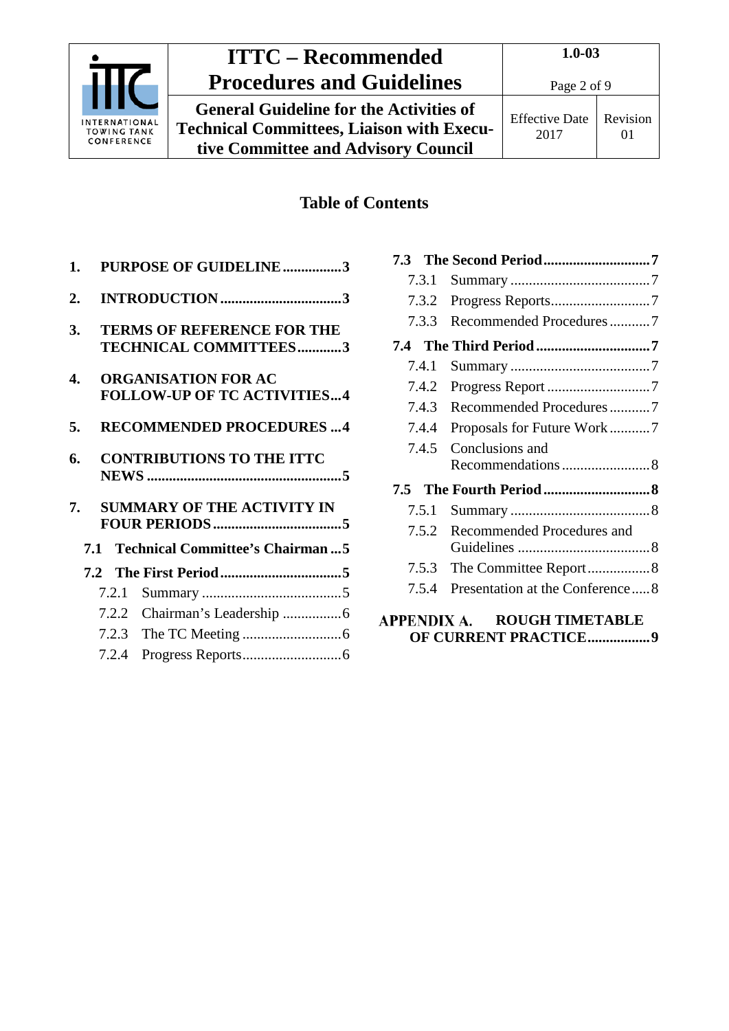## Table of Contents

1. **PURPOSE OF GUIDELINE ................3**
2. **INTRODUCTION .................................3**
3. **TERMS OF REFERENCE FOR THE TECHNICAL COMMITTEES ............3**
4. **ORGANISATION FOR AC FOLLOW-UP OF TC ACTIVITIES...4**
5. **RECOMMENDED PROCEDURES ...4**
6. **CONTRIBUTIONS TO THE ITTC NEWS .....................................................5**
7. **SUMMARY OF THE ACTIVITY IN FOUR PERIODS ...................................5**
   - **7.1 Technical Committee's Chairman ...5**
   - **7.2 The First Period .................................5**
     - 7.2.1 Summary ......................................5
     - 7.2.2 Chairman's Leadership ................6
     - 7.2.3 The TC Meeting ...........................6
     - 7.2.4 Progress Reports...........................6
   - **7.3 The Second Period .............................7**
     - 7.3.1 Summary ......................................7
     - 7.3.2 Progress Reports...........................7
     - 7.3.3 Recommended Procedures ...........7
   - **7.4 The Third Period ...............................7**
     - 7.4.1 Summary ......................................7
     - 7.4.2 Progress Report ............................7
     - 7.4.3 Recommended Procedures ...........7
     - 7.4.4 Proposals for Future Work ...........7
     - 7.4.5 Conclusions and Recommendations ........................8
   - **7.5 The Fourth Period .............................8**
     - 7.5.1 Summary ......................................8
     - 7.5.2 Recommended Procedures and Guidelines ....................................8
     - 7.5.3 The Committee Report .................8
     - 7.5.4 Presentation at the Conference .....8

**APPENDIX A. ROUGH TIMETABLE OF CURRENT PRACTICE.................9**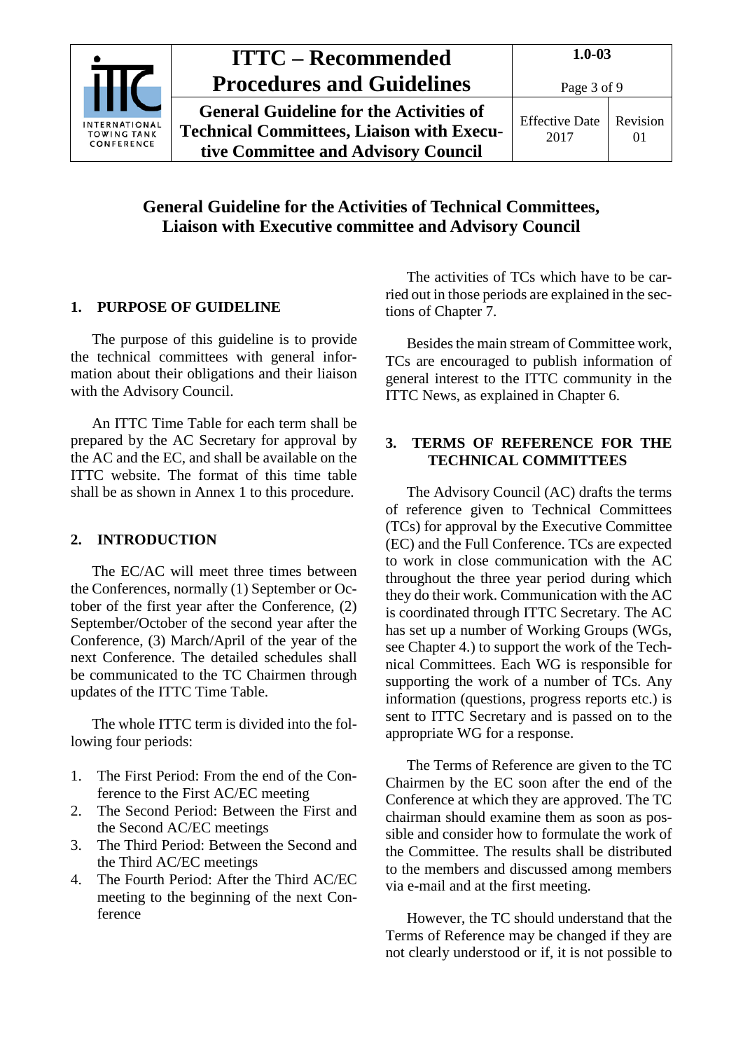# General Guideline for the Activities of Technical Committees, Liaison with Executive committee and Advisory Council

## 1. PURPOSE OF GUIDELINE

The purpose of this guideline is to provide the technical committees with general information about their obligations and their liaison with the Advisory Council.

An ITTC Time Table for each term shall be prepared by the AC Secretary for approval by the AC and the EC, and shall be available on the ITTC website. The format of this time table shall be as shown in Annex 1 to this procedure.

## 2. INTRODUCTION

The EC/AC will meet three times between the Conferences, normally (1) September or October of the first year after the Conference, (2) September/October of the second year after the Conference, (3) March/April of the year of the next Conference. The detailed schedules shall be communicated to the TC Chairmen through updates of the ITTC Time Table.

The whole ITTC term is divided into the following four periods:

1. The First Period: From the end of the Conference to the First AC/EC meeting
2. The Second Period: Between the First and the Second AC/EC meetings
3. The Third Period: Between the Second and the Third AC/EC meetings
4. The Fourth Period: After the Third AC/EC meeting to the beginning of the next Conference

The activities of TCs which have to be carried out in those periods are explained in the sections of Chapter 7.

Besides the main stream of Committee work, TCs are encouraged to publish information of general interest to the ITTC community in the ITTC News, as explained in Chapter 6.

## 3. TERMS OF REFERENCE FOR THE TECHNICAL COMMITTEES

The Advisory Council (AC) drafts the terms of reference given to Technical Committees (TCs) for approval by the Executive Committee (EC) and the Full Conference. TCs are expected to work in close communication with the AC throughout the three year period during which they do their work. Communication with the AC is coordinated through ITTC Secretary. The AC has set up a number of Working Groups (WGs, see Chapter 4.) to support the work of the Technical Committees. Each WG is responsible for supporting the work of a number of TCs. Any information (questions, progress reports etc.) is sent to ITTC Secretary and is passed on to the appropriate WG for a response.

The Terms of Reference are given to the TC Chairmen by the EC soon after the end of the Conference at which they are approved. The TC chairman should examine them as soon as possible and consider how to formulate the work of the Committee. The results shall be distributed to the members and discussed among members via e-mail and at the first meeting.

However, the TC should understand that the Terms of Reference may be changed if they are not clearly understood or if, it is not possible to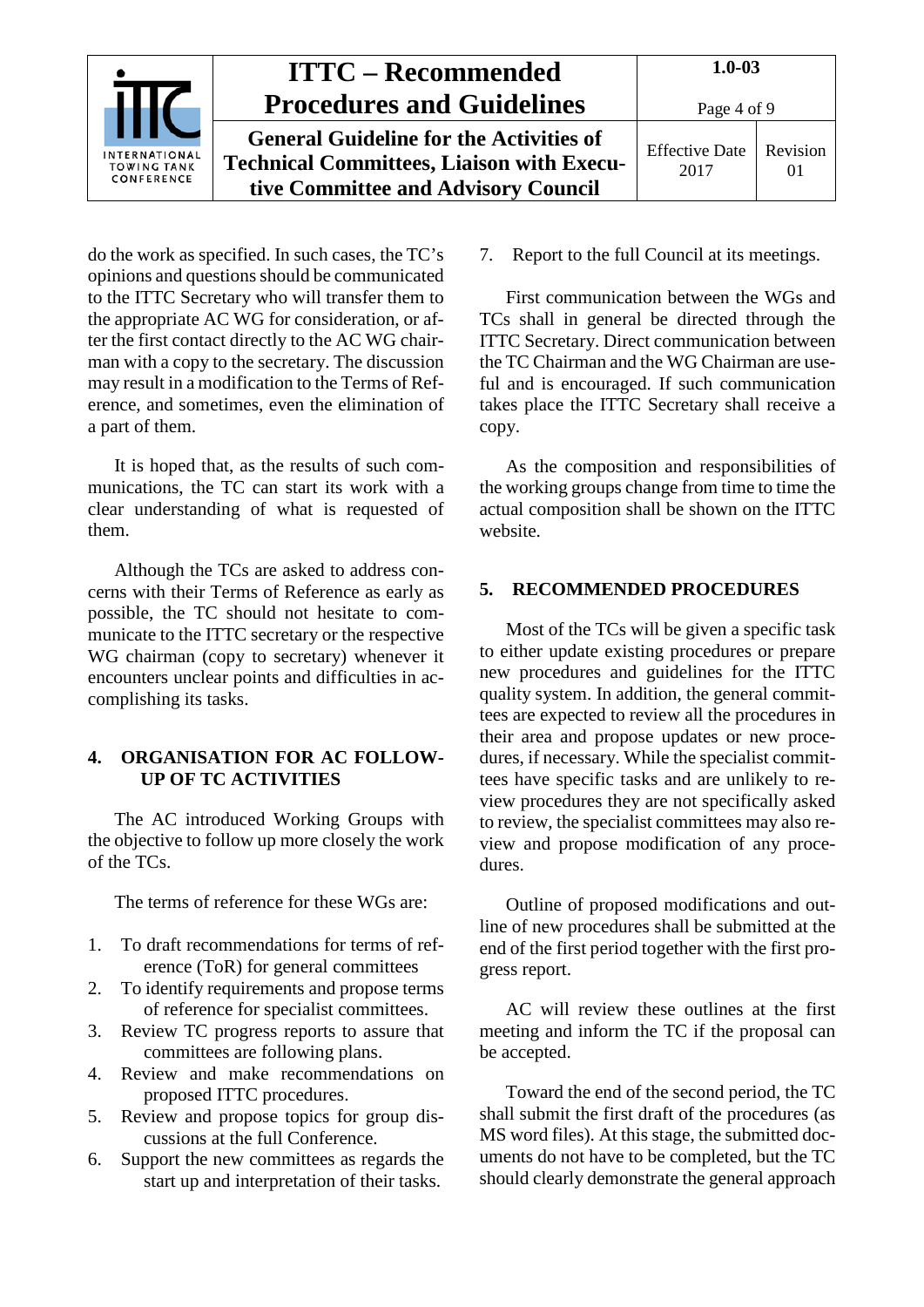do the work as specified. In such cases, the TC's opinions and questions should be communicated to the ITTC Secretary who will transfer them to the appropriate AC WG for consideration, or after the first contact directly to the AC WG chairman with a copy to the secretary. The discussion may result in a modification to the Terms of Reference, and sometimes, even the elimination of a part of them.

It is hoped that, as the results of such communications, the TC can start its work with a clear understanding of what is requested of them.

Although the TCs are asked to address concerns with their Terms of Reference as early as possible, the TC should not hesitate to communicate to the ITTC secretary or the respective WG chairman (copy to secretary) whenever it encounters unclear points and difficulties in accomplishing its tasks.

## 4. ORGANISATION FOR AC FOLLOW-UP OF TC ACTIVITIES

The AC introduced Working Groups with the objective to follow up more closely the work of the TCs.

The terms of reference for these WGs are:

1. To draft recommendations for terms of reference (ToR) for general committees
2. To identify requirements and propose terms of reference for specialist committees.
3. Review TC progress reports to assure that committees are following plans.
4. Review and make recommendations on proposed ITTC procedures.
5. Review and propose topics for group discussions at the full Conference.
6. Support the new committees as regards the start up and interpretation of their tasks.
7. Report to the full Council at its meetings.

First communication between the WGs and TCs shall in general be directed through the ITTC Secretary. Direct communication between the TC Chairman and the WG Chairman are useful and is encouraged. If such communication takes place the ITTC Secretary shall receive a copy.

As the composition and responsibilities of the working groups change from time to time the actual composition shall be shown on the ITTC website.

## 5. RECOMMENDED PROCEDURES

Most of the TCs will be given a specific task to either update existing procedures or prepare new procedures and guidelines for the ITTC quality system. In addition, the general committees are expected to review all the procedures in their area and propose updates or new procedures, if necessary. While the specialist committees have specific tasks and are unlikely to review procedures they are not specifically asked to review, the specialist committees may also review and propose modification of any procedures.

Outline of proposed modifications and outline of new procedures shall be submitted at the end of the first period together with the first progress report.

AC will review these outlines at the first meeting and inform the TC if the proposal can be accepted.

Toward the end of the second period, the TC shall submit the first draft of the procedures (as MS word files). At this stage, the submitted documents do not have to be completed, but the TC should clearly demonstrate the general approach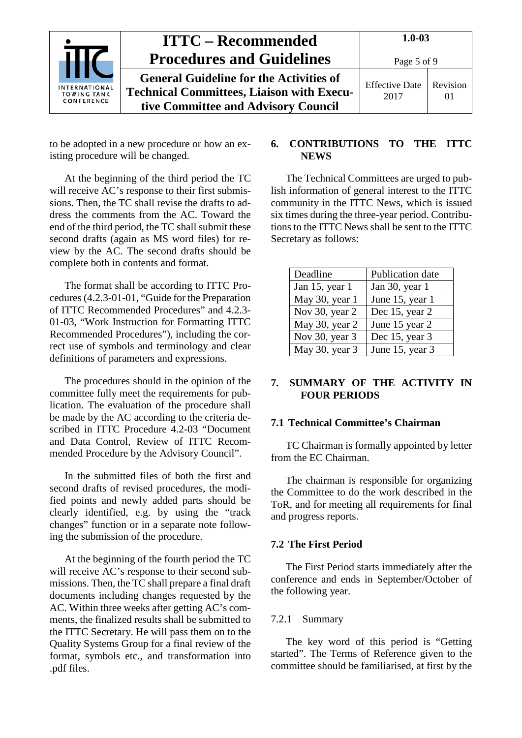to be adopted in a new procedure or how an existing procedure will be changed.

At the beginning of the third period the TC will receive AC's response to their first submissions. Then, the TC shall revise the drafts to address the comments from the AC. Toward the end of the third period, the TC shall submit these second drafts (again as MS word files) for review by the AC. The second drafts should be complete both in contents and format.

The format shall be according to ITTC Procedures (4.2.3-01-01, "Guide for the Preparation of ITTC Recommended Procedures" and 4.2.3-01-03, "Work Instruction for Formatting ITTC Recommended Procedures"), including the correct use of symbols and terminology and clear definitions of parameters and expressions.

The procedures should in the opinion of the committee fully meet the requirements for publication. The evaluation of the procedure shall be made by the AC according to the criteria described in ITTC Procedure 4.2-03 "Document and Data Control, Review of ITTC Recommended Procedure by the Advisory Council".

In the submitted files of both the first and second drafts of revised procedures, the modified points and newly added parts should be clearly identified, e.g. by using the "track changes" function or in a separate note following the submission of the procedure.

At the beginning of the fourth period the TC will receive AC's response to their second submissions. Then, the TC shall prepare a final draft documents including changes requested by the AC. Within three weeks after getting AC's comments, the finalized results shall be submitted to the ITTC Secretary. He will pass them on to the Quality Systems Group for a final review of the format, symbols etc., and transformation into .pdf files.

## 6. CONTRIBUTIONS TO THE ITTC NEWS

The Technical Committees are urged to publish information of general interest to the ITTC community in the ITTC News, which is issued six times during the three-year period. Contributions to the ITTC News shall be sent to the ITTC Secretary as follows:

| Deadline | Publication date |
|---|---|
| Jan 15, year 1 | Jan 30, year 1 |
| May 30, year 1 | June 15, year 1 |
| Nov 30, year 2 | Dec 15, year 2 |
| May 30, year 2 | June 15 year 2 |
| Nov 30, year 3 | Dec 15, year 3 |
| May 30, year 3 | June 15, year 3 |

## 7. SUMMARY OF THE ACTIVITY IN FOUR PERIODS

### 7.1 Technical Committee's Chairman

TC Chairman is formally appointed by letter from the EC Chairman.

The chairman is responsible for organizing the Committee to do the work described in the ToR, and for meeting all requirements for final and progress reports.

### 7.2 The First Period

The First Period starts immediately after the conference and ends in September/October of the following year.

#### 7.2.1 Summary

The key word of this period is "Getting started". The Terms of Reference given to the committee should be familiarised, at first by the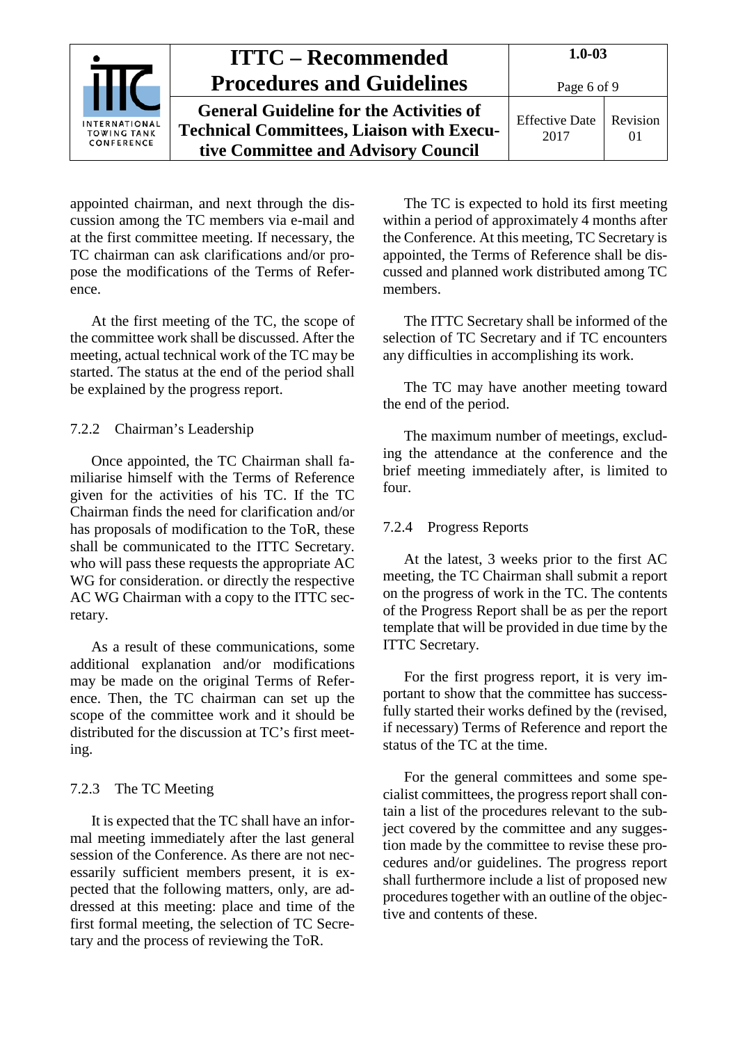appointed chairman, and next through the discussion among the TC members via e-mail and at the first committee meeting. If necessary, the TC chairman can ask clarifications and/or propose the modifications of the Terms of Reference.

At the first meeting of the TC, the scope of the committee work shall be discussed. After the meeting, actual technical work of the TC may be started. The status at the end of the period shall be explained by the progress report.

### 7.2.2 Chairman's Leadership

Once appointed, the TC Chairman shall familiarise himself with the Terms of Reference given for the activities of his TC. If the TC Chairman finds the need for clarification and/or has proposals of modification to the ToR, these shall be communicated to the ITTC Secretary. who will pass these requests the appropriate AC WG for consideration. or directly the respective AC WG Chairman with a copy to the ITTC secretary.

As a result of these communications, some additional explanation and/or modifications may be made on the original Terms of Reference. Then, the TC chairman can set up the scope of the committee work and it should be distributed for the discussion at TC's first meeting.

### 7.2.3 The TC Meeting

It is expected that the TC shall have an informal meeting immediately after the last general session of the Conference. As there are not necessarily sufficient members present, it is expected that the following matters, only, are addressed at this meeting: place and time of the first formal meeting, the selection of TC Secretary and the process of reviewing the ToR.

The TC is expected to hold its first meeting within a period of approximately 4 months after the Conference. At this meeting, TC Secretary is appointed, the Terms of Reference shall be discussed and planned work distributed among TC members.

The ITTC Secretary shall be informed of the selection of TC Secretary and if TC encounters any difficulties in accomplishing its work.

The TC may have another meeting toward the end of the period.

The maximum number of meetings, excluding the attendance at the conference and the brief meeting immediately after, is limited to four.

### 7.2.4 Progress Reports

At the latest, 3 weeks prior to the first AC meeting, the TC Chairman shall submit a report on the progress of work in the TC. The contents of the Progress Report shall be as per the report template that will be provided in due time by the ITTC Secretary.

For the first progress report, it is very important to show that the committee has successfully started their works defined by the (revised, if necessary) Terms of Reference and report the status of the TC at the time.

For the general committees and some specialist committees, the progress report shall contain a list of the procedures relevant to the subject covered by the committee and any suggestion made by the committee to revise these procedures and/or guidelines. The progress report shall furthermore include a list of proposed new procedures together with an outline of the objective and contents of these.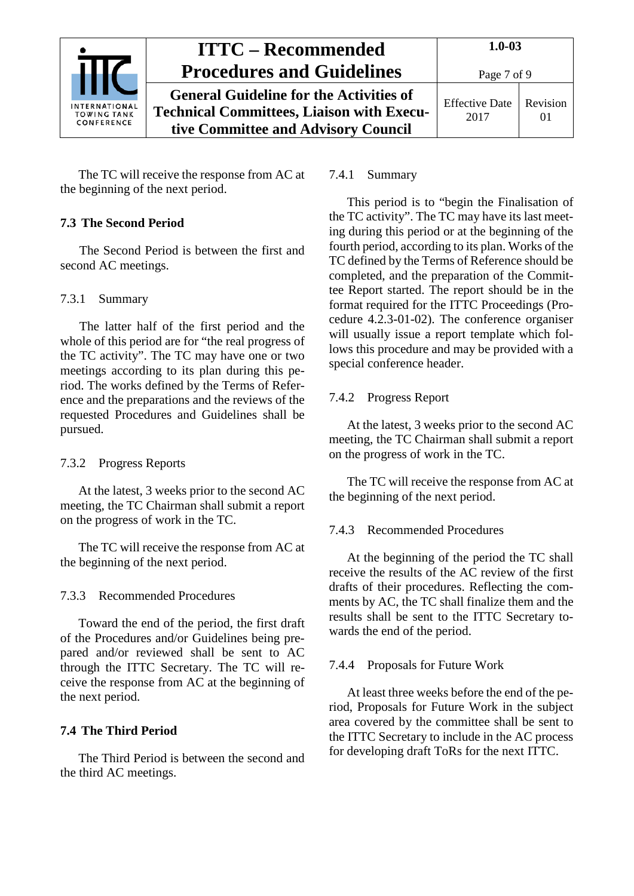The TC will receive the response from AC at the beginning of the next period.

## 7.3 The Second Period

The Second Period is between the first and second AC meetings.

### 7.3.1 Summary

The latter half of the first period and the whole of this period are for "the real progress of the TC activity". The TC may have one or two meetings according to its plan during this period. The works defined by the Terms of Reference and the preparations and the reviews of the requested Procedures and Guidelines shall be pursued.

### 7.3.2 Progress Reports

At the latest, 3 weeks prior to the second AC meeting, the TC Chairman shall submit a report on the progress of work in the TC.

The TC will receive the response from AC at the beginning of the next period.

### 7.3.3 Recommended Procedures

Toward the end of the period, the first draft of the Procedures and/or Guidelines being prepared and/or reviewed shall be sent to AC through the ITTC Secretary. The TC will receive the response from AC at the beginning of the next period.

## 7.4 The Third Period

The Third Period is between the second and the third AC meetings.

### 7.4.1 Summary

This period is to "begin the Finalisation of the TC activity". The TC may have its last meeting during this period or at the beginning of the fourth period, according to its plan. Works of the TC defined by the Terms of Reference should be completed, and the preparation of the Committee Report started. The report should be in the format required for the ITTC Proceedings (Procedure 4.2.3-01-02). The conference organiser will usually issue a report template which follows this procedure and may be provided with a special conference header.

### 7.4.2 Progress Report

At the latest, 3 weeks prior to the second AC meeting, the TC Chairman shall submit a report on the progress of work in the TC.

The TC will receive the response from AC at the beginning of the next period.

### 7.4.3 Recommended Procedures

At the beginning of the period the TC shall receive the results of the AC review of the first drafts of their procedures. Reflecting the comments by AC, the TC shall finalize them and the results shall be sent to the ITTC Secretary towards the end of the period.

### 7.4.4 Proposals for Future Work

At least three weeks before the end of the period, Proposals for Future Work in the subject area covered by the committee shall be sent to the ITTC Secretary to include in the AC process for developing draft ToRs for the next ITTC.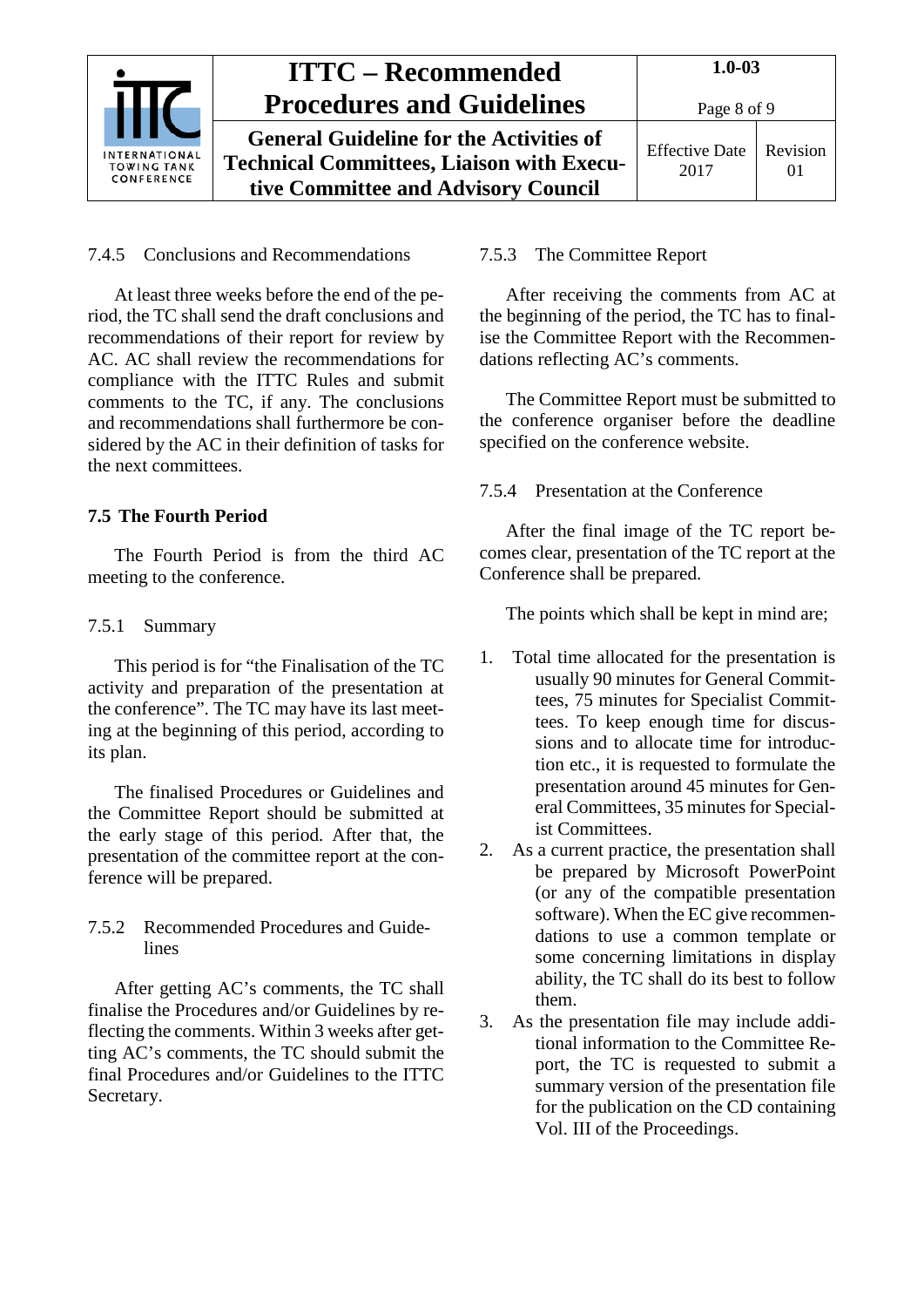#### 7.4.5 Conclusions and Recommendations

At least three weeks before the end of the period, the TC shall send the draft conclusions and recommendations of their report for review by AC. AC shall review the recommendations for compliance with the ITTC Rules and submit comments to the TC, if any. The conclusions and recommendations shall furthermore be considered by the AC in their definition of tasks for the next committees.

### 7.5 The Fourth Period

The Fourth Period is from the third AC meeting to the conference.

#### 7.5.1 Summary

This period is for "the Finalisation of the TC activity and preparation of the presentation at the conference". The TC may have its last meeting at the beginning of this period, according to its plan.

The finalised Procedures or Guidelines and the Committee Report should be submitted at the early stage of this period. After that, the presentation of the committee report at the conference will be prepared.

#### 7.5.2 Recommended Procedures and Guidelines

After getting AC's comments, the TC shall finalise the Procedures and/or Guidelines by reflecting the comments. Within 3 weeks after getting AC's comments, the TC should submit the final Procedures and/or Guidelines to the ITTC Secretary.

#### 7.5.3 The Committee Report

After receiving the comments from AC at the beginning of the period, the TC has to finalise the Committee Report with the Recommendations reflecting AC's comments.

The Committee Report must be submitted to the conference organiser before the deadline specified on the conference website.

#### 7.5.4 Presentation at the Conference

After the final image of the TC report becomes clear, presentation of the TC report at the Conference shall be prepared.

The points which shall be kept in mind are;

1. Total time allocated for the presentation is usually 90 minutes for General Committees, 75 minutes for Specialist Committees. To keep enough time for discussions and to allocate time for introduction etc., it is requested to formulate the presentation around 45 minutes for General Committees, 35 minutes for Specialist Committees.
2. As a current practice, the presentation shall be prepared by Microsoft PowerPoint (or any of the compatible presentation software). When the EC give recommendations to use a common template or some concerning limitations in display ability, the TC shall do its best to follow them.
3. As the presentation file may include additional information to the Committee Report, the TC is requested to submit a summary version of the presentation file for the publication on the CD containing Vol. III of the Proceedings.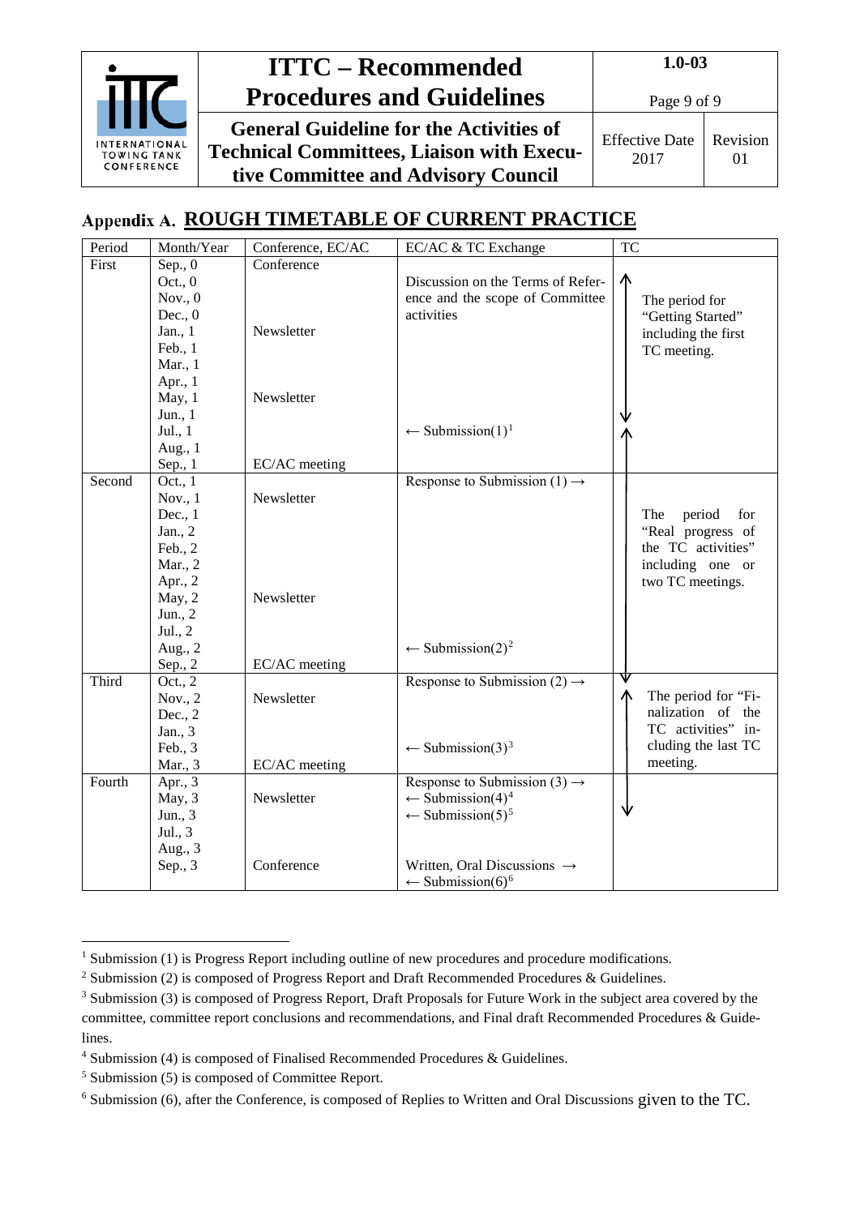## Appendix A. ROUGH TIMETABLE OF CURRENT PRACTICE

| Period | Month/Year | Conference, EC/AC | EC/AC & TC Exchange | TC |
|---|---|---|---|---|
| First | Sep., 0<br>Oct., 0<br>Nov., 0<br>Dec., 0<br>Jan., 1<br>Feb., 1<br>Mar., 1<br>Apr., 1<br>May, 1<br>Jun., 1<br>Jul., 1<br>Aug., 1<br>Sep., 1 | Conference<br><br><br><br>Newsletter<br><br><br><br>Newsletter<br><br><br><br>EC/AC meeting | Discussion on the Terms of Reference and the scope of Committee activities<br><br>← Submission(1)[1] | ↑ The period for "Getting Started" including the first TC meeting. ↓ |
| Second | Oct., 1<br>Nov., 1<br>Dec., 1<br>Jan., 2<br>Feb., 2<br>Mar., 2<br>Apr., 2<br>May, 2<br>Jun., 2<br>Jul., 2<br>Aug., 2<br>Sep., 2 | <br>Newsletter<br><br><br><br><br><br>Newsletter<br><br><br><br>EC/AC meeting | Response to Submission (1) →<br><br>← Submission(2)[2] | ↑ The period for "Real progress of the TC activities" including one or two TC meetings. ↓ |
| Third | Oct., 2<br>Nov., 2<br>Dec., 2<br>Jan., 3<br>Feb., 3<br>Mar., 3 | <br>Newsletter<br><br><br><br>EC/AC meeting | Response to Submission (2) →<br><br>← Submission(3)[3] | ↑ The period for "Finalization of the TC activities" including the last TC meeting. |
| Fourth | Apr., 3<br>May, 3<br>Jun., 3<br>Jul., 3<br>Aug., 3<br>Sep., 3 | <br>Newsletter<br><br><br><br>Conference | Response to Submission (3) →<br>← Submission(4)[4]<br>← Submission(5)[5]<br><br>Written, Oral Discussions →<br>← Submission(6)[6] | ↓ |

[1] Submission (1) is Progress Report including outline of new procedures and procedure modifications.

[2] Submission (2) is composed of Progress Report and Draft Recommended Procedures & Guidelines.

[3] Submission (3) is composed of Progress Report, Draft Proposals for Future Work in the subject area covered by the committee, committee report conclusions and recommendations, and Final draft Recommended Procedures & Guidelines.

[4] Submission (4) is composed of Finalised Recommended Procedures & Guidelines.

[5] Submission (5) is composed of Committee Report.

[6] Submission (6), after the Conference, is composed of Replies to Written and Oral Discussions given to the TC.